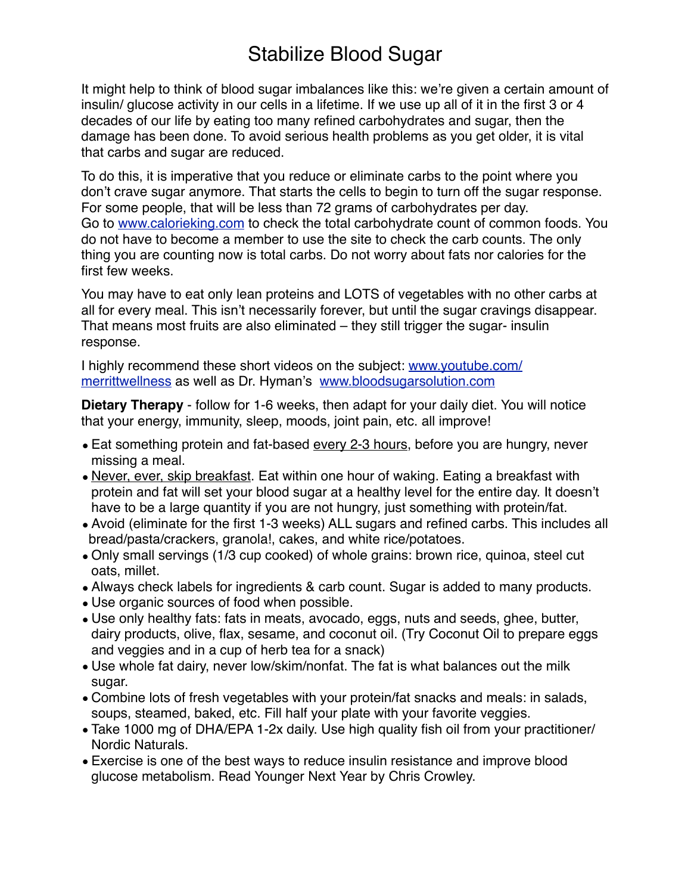# Stabilize Blood Sugar

It might help to think of blood sugar imbalances like this: we're given a certain amount of insulin/ glucose activity in our cells in a lifetime. If we use up all of it in the first 3 or 4 decades of our life by eating too many refined carbohydrates and sugar, then the damage has been done. To avoid serious health problems as you get older, it is vital that carbs and sugar are reduced.

To do this, it is imperative that you reduce or eliminate carbs to the point where you don't crave sugar anymore. That starts the cells to begin to turn off the sugar response. For some people, that will be less than 72 grams of carbohydrates per day. Go to [www.calorieking.com](http://www.calorieking.com) to check the total carbohydrate count of common foods. You do not have to become a member to use the site to check the carb counts. The only thing you are counting now is total carbs. Do not worry about fats nor calories for the first few weeks.

You may have to eat only lean proteins and LOTS of vegetables with no other carbs at all for every meal. This isn't necessarily forever, but until the sugar cravings disappear. That means most fruits are also eliminated – they still trigger the sugar- insulin response.

I highly recommend these short videos on the subject: [www.youtube.com/merrittwellness](http://www.youtube.com/merrittwellness) as well as Dr. Hyman's [www.bloodsugarsolution.com](http://www.bloodsugarsolution.com)

**Dietary Therapy** - follow for 1-6 weeks, then adapt for your daily diet. You will notice that your energy, immunity, sleep, moods, joint pain, etc. all improve!

- Eat something protein and fat-based <u>every 2-3 hours</u>, before you are hungry, never missing a meal.
- <u>Never, ever, skip breakfast</u>. Eat within one hour of waking. Eating a breakfast with protein and fat will set your blood sugar at a healthy level for the entire day. It doesn't have to be a large quantity if you are not hungry, just something with protein/fat.
- Avoid (eliminate for the first 1-3 weeks) ALL sugars and refined carbs. This includes all bread/pasta/crackers, granola!, cakes, and white rice/potatoes.
- Only small servings (1/3 cup cooked) of whole grains: brown rice, quinoa, steel cut oats, millet.
- Always check labels for ingredients & carb count. Sugar is added to many products.
- Use organic sources of food when possible.
- Use only healthy fats: fats in meats, avocado, eggs, nuts and seeds, ghee, butter, dairy products, olive, flax, sesame, and coconut oil. (Try Coconut Oil to prepare eggs and veggies and in a cup of herb tea for a snack)
- Use whole fat dairy, never low/skim/nonfat. The fat is what balances out the milk sugar.
- Combine lots of fresh vegetables with your protein/fat snacks and meals: in salads, soups, steamed, baked, etc. Fill half your plate with your favorite veggies.
- Take 1000 mg of DHA/EPA 1-2x daily. Use high quality fish oil from your practitioner/ Nordic Naturals.
- Exercise is one of the best ways to reduce insulin resistance and improve blood glucose metabolism. Read Younger Next Year by Chris Crowley.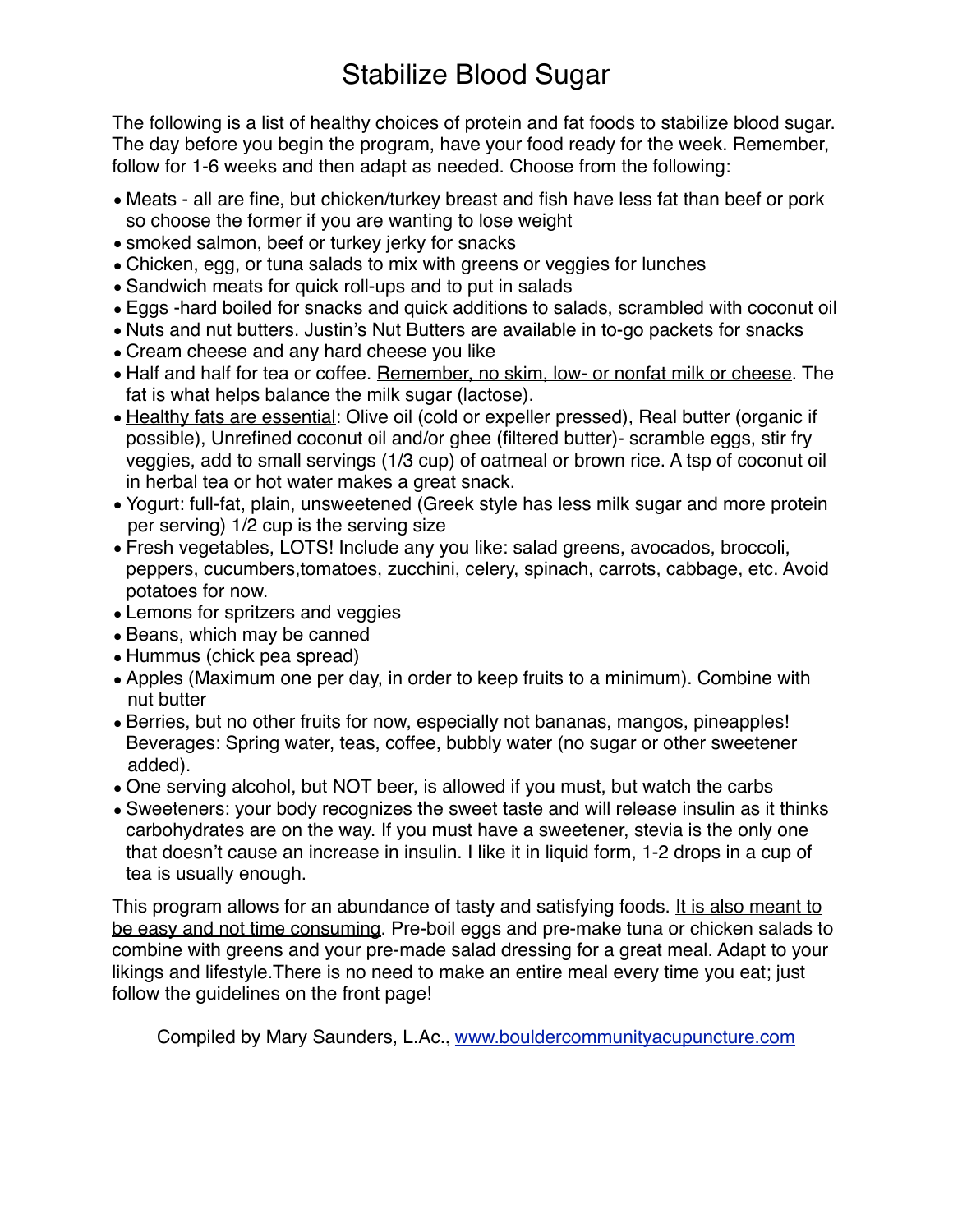# Stabilize Blood Sugar

The following is a list of healthy choices of protein and fat foods to stabilize blood sugar. The day before you begin the program, have your food ready for the week. Remember, follow for 1-6 weeks and then adapt as needed. Choose from the following:

- Meats - all are fine, but chicken/turkey breast and fish have less fat than beef or pork so choose the former if you are wanting to lose weight
- smoked salmon, beef or turkey jerky for snacks
- Chicken, egg, or tuna salads to mix with greens or veggies for lunches
- Sandwich meats for quick roll-ups and to put in salads
- Eggs -hard boiled for snacks and quick additions to salads, scrambled with coconut oil
- Nuts and nut butters. Justin's Nut Butters are available in to-go packets for snacks
- Cream cheese and any hard cheese you like
- Half and half for tea or coffee. Remember, no skim, low- or nonfat milk or cheese. The fat is what helps balance the milk sugar (lactose).
- Healthy fats are essential: Olive oil (cold or expeller pressed), Real butter (organic if possible), Unrefined coconut oil and/or ghee (filtered butter)- scramble eggs, stir fry veggies, add to small servings (1/3 cup) of oatmeal or brown rice. A tsp of coconut oil in herbal tea or hot water makes a great snack.
- Yogurt: full-fat, plain, unsweetened (Greek style has less milk sugar and more protein per serving) 1/2 cup is the serving size
- Fresh vegetables, LOTS! Include any you like: salad greens, avocados, broccoli, peppers, cucumbers,tomatoes, zucchini, celery, spinach, carrots, cabbage, etc. Avoid potatoes for now.
- Lemons for spritzers and veggies
- Beans, which may be canned
- Hummus (chick pea spread)
- Apples (Maximum one per day, in order to keep fruits to a minimum). Combine with nut butter
- Berries, but no other fruits for now, especially not bananas, mangos, pineapples! Beverages: Spring water, teas, coffee, bubbly water (no sugar or other sweetener added).
- One serving alcohol, but NOT beer, is allowed if you must, but watch the carbs
- Sweeteners: your body recognizes the sweet taste and will release insulin as it thinks carbohydrates are on the way. If you must have a sweetener, stevia is the only one that doesn't cause an increase in insulin. I like it in liquid form, 1-2 drops in a cup of tea is usually enough.

This program allows for an abundance of tasty and satisfying foods. It is also meant to be easy and not time consuming. Pre-boil eggs and pre-make tuna or chicken salads to combine with greens and your pre-made salad dressing for a great meal. Adapt to your likings and lifestyle.There is no need to make an entire meal every time you eat; just follow the guidelines on the front page!

Compiled by Mary Saunders, L.Ac., www.bouldercommunityacupuncture.com